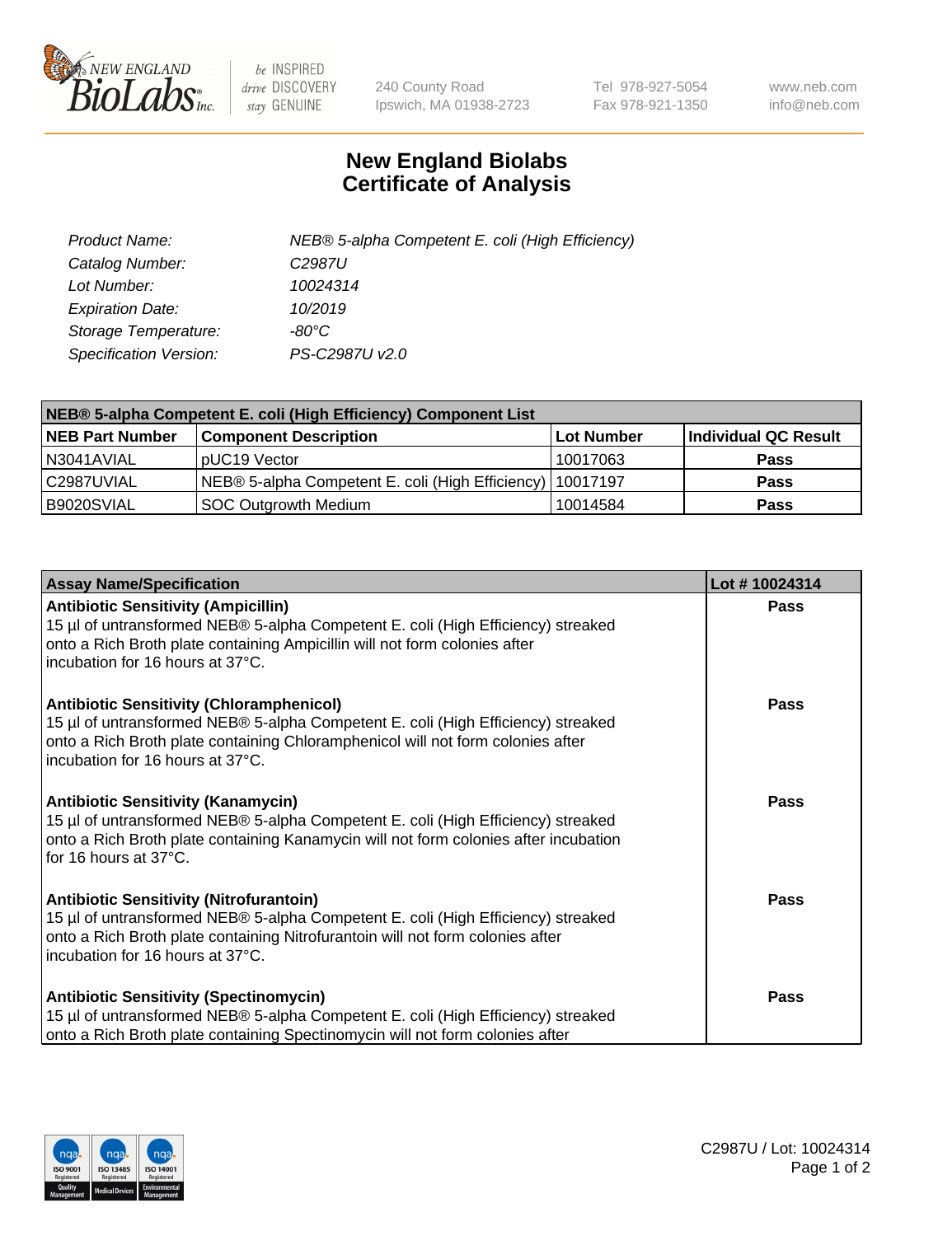240 County Road
Ipswich, MA 01938-2723

Tel 978-927-5054
Fax 978-921-1350

www.neb.com
info@neb.com

# New England Biolabs
# Certificate of Analysis

| | |
|---|---|
| *Product Name:* | *NEB® 5-alpha Competent E. coli (High Efficiency)* |
| *Catalog Number:* | *C2987U* |
| *Lot Number:* | *10024314* |
| *Expiration Date:* | *10/2019* |
| *Storage Temperature:* | *-80°C* |
| *Specification Version:* | *PS-C2987U v2.0* |

| **NEB® 5-alpha Competent E. coli (High Efficiency) Component List** | | | |
|---|---|---|---|
| **NEB Part Number** | **Component Description** | **Lot Number** | **Individual QC Result** |
| N3041AVIAL | pUC19 Vector | 10017063 | **Pass** |
| C2987UVIAL | NEB® 5-alpha Competent E. coli (High Efficiency) | 10017197 | **Pass** |
| B9020SVIAL | SOC Outgrowth Medium | 10014584 | **Pass** |

| **Assay Name/Specification** | **Lot # 10024314** |
|---|---|
| **Antibiotic Sensitivity (Ampicillin)** 15 µl of untransformed NEB® 5-alpha Competent E. coli (High Efficiency) streaked onto a Rich Broth plate containing Ampicillin will not form colonies after incubation for 16 hours at 37°C. | **Pass** |
| **Antibiotic Sensitivity (Chloramphenicol)** 15 µl of untransformed NEB® 5-alpha Competent E. coli (High Efficiency) streaked onto a Rich Broth plate containing Chloramphenicol will not form colonies after incubation for 16 hours at 37°C. | **Pass** |
| **Antibiotic Sensitivity (Kanamycin)** 15 µl of untransformed NEB® 5-alpha Competent E. coli (High Efficiency) streaked onto a Rich Broth plate containing Kanamycin will not form colonies after incubation for 16 hours at 37°C. | **Pass** |
| **Antibiotic Sensitivity (Nitrofurantoin)** 15 µl of untransformed NEB® 5-alpha Competent E. coli (High Efficiency) streaked onto a Rich Broth plate containing Nitrofurantoin will not form colonies after incubation for 16 hours at 37°C. | **Pass** |
| **Antibiotic Sensitivity (Spectinomycin)** 15 µl of untransformed NEB® 5-alpha Competent E. coli (High Efficiency) streaked onto a Rich Broth plate containing Spectinomycin will not form colonies after | **Pass** |

C2987U / Lot: 10024314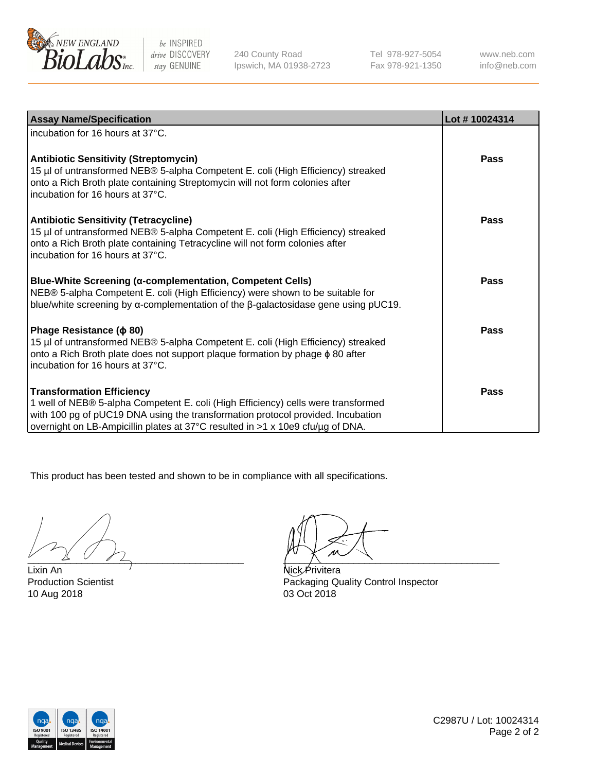| Assay Name/Specification | Lot # 10024314 |
|---|---|
| incubation for 16 hours at 37°C. | |
| **Antibiotic Sensitivity (Streptomycin)**<br>15 µl of untransformed NEB® 5-alpha Competent E. coli (High Efficiency) streaked onto a Rich Broth plate containing Streptomycin will not form colonies after incubation for 16 hours at 37°C. | **Pass** |
| **Antibiotic Sensitivity (Tetracycline)**<br>15 µl of untransformed NEB® 5-alpha Competent E. coli (High Efficiency) streaked onto a Rich Broth plate containing Tetracycline will not form colonies after incubation for 16 hours at 37°C. | **Pass** |
| **Blue-White Screening (α-complementation, Competent Cells)**<br>NEB® 5-alpha Competent E. coli (High Efficiency) were shown to be suitable for blue/white screening by α-complementation of the β-galactosidase gene using pUC19. | **Pass** |
| **Phage Resistance (ϕ 80)**<br>15 µl of untransformed NEB® 5-alpha Competent E. coli (High Efficiency) streaked onto a Rich Broth plate does not support plaque formation by phage ϕ 80 after incubation for 16 hours at 37°C. | **Pass** |
| **Transformation Efficiency**<br>1 well of NEB® 5-alpha Competent E. coli (High Efficiency) cells were transformed with 100 pg of pUC19 DNA using the transformation protocol provided. Incubation overnight on LB-Ampicillin plates at 37°C resulted in >1 x 10e9 cfu/µg of DNA. | **Pass** |

This product has been tested and shown to be in compliance with all specifications.

Lixin An
Production Scientist
10 Aug 2018

Nick Privitera
Packaging Quality Control Inspector
03 Oct 2018

C2987U / Lot: 10024314